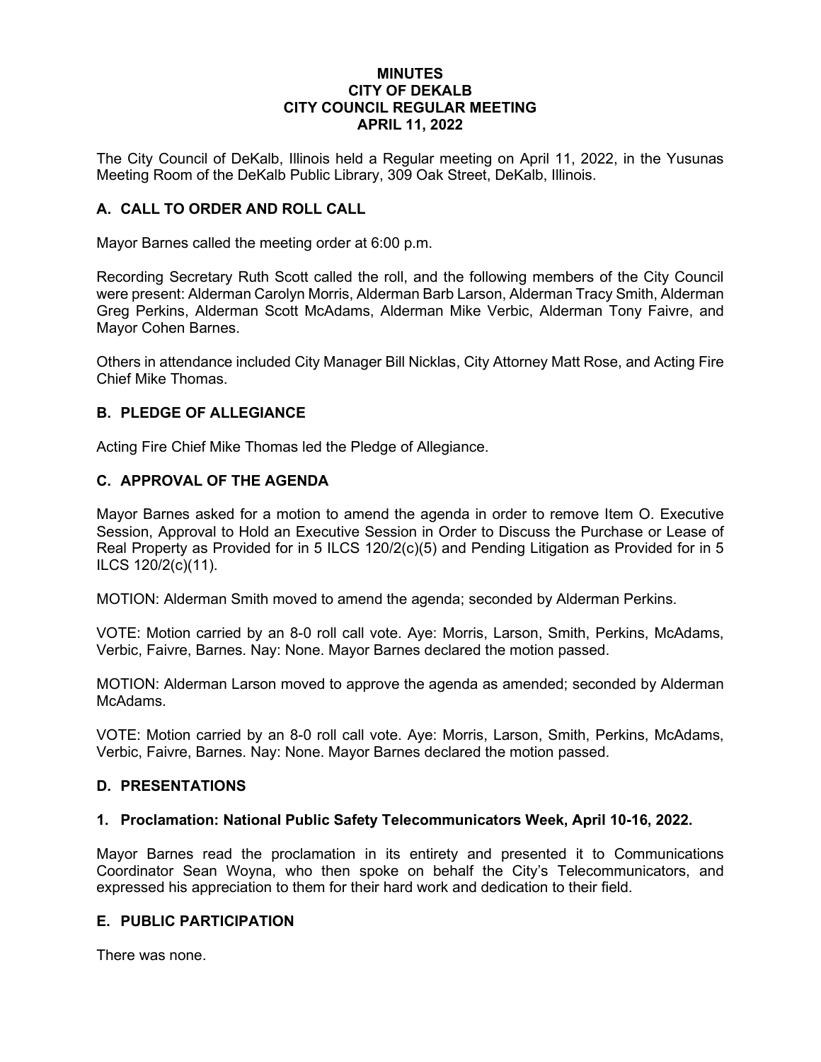# MINUTES
# CITY OF DEKALB
# CITY COUNCIL REGULAR MEETING
# APRIL 11, 2022

The City Council of DeKalb, Illinois held a Regular meeting on April 11, 2022, in the Yusunas Meeting Room of the DeKalb Public Library, 309 Oak Street, DeKalb, Illinois.

## A. CALL TO ORDER AND ROLL CALL

Mayor Barnes called the meeting order at 6:00 p.m.

Recording Secretary Ruth Scott called the roll, and the following members of the City Council were present: Alderman Carolyn Morris, Alderman Barb Larson, Alderman Tracy Smith, Alderman Greg Perkins, Alderman Scott McAdams, Alderman Mike Verbic, Alderman Tony Faivre, and Mayor Cohen Barnes.

Others in attendance included City Manager Bill Nicklas, City Attorney Matt Rose, and Acting Fire Chief Mike Thomas.

## B. PLEDGE OF ALLEGIANCE

Acting Fire Chief Mike Thomas led the Pledge of Allegiance.

## C. APPROVAL OF THE AGENDA

Mayor Barnes asked for a motion to amend the agenda in order to remove Item O. Executive Session, Approval to Hold an Executive Session in Order to Discuss the Purchase or Lease of Real Property as Provided for in 5 ILCS 120/2(c)(5) and Pending Litigation as Provided for in 5 ILCS 120/2(c)(11).

MOTION: Alderman Smith moved to amend the agenda; seconded by Alderman Perkins.

VOTE: Motion carried by an 8-0 roll call vote. Aye: Morris, Larson, Smith, Perkins, McAdams, Verbic, Faivre, Barnes. Nay: None. Mayor Barnes declared the motion passed.

MOTION: Alderman Larson moved to approve the agenda as amended; seconded by Alderman McAdams.

VOTE: Motion carried by an 8-0 roll call vote. Aye: Morris, Larson, Smith, Perkins, McAdams, Verbic, Faivre, Barnes. Nay: None. Mayor Barnes declared the motion passed.

## D. PRESENTATIONS

### 1. Proclamation: National Public Safety Telecommunicators Week, April 10-16, 2022.

Mayor Barnes read the proclamation in its entirety and presented it to Communications Coordinator Sean Woyna, who then spoke on behalf the City's Telecommunicators, and expressed his appreciation to them for their hard work and dedication to their field.

## E. PUBLIC PARTICIPATION

There was none.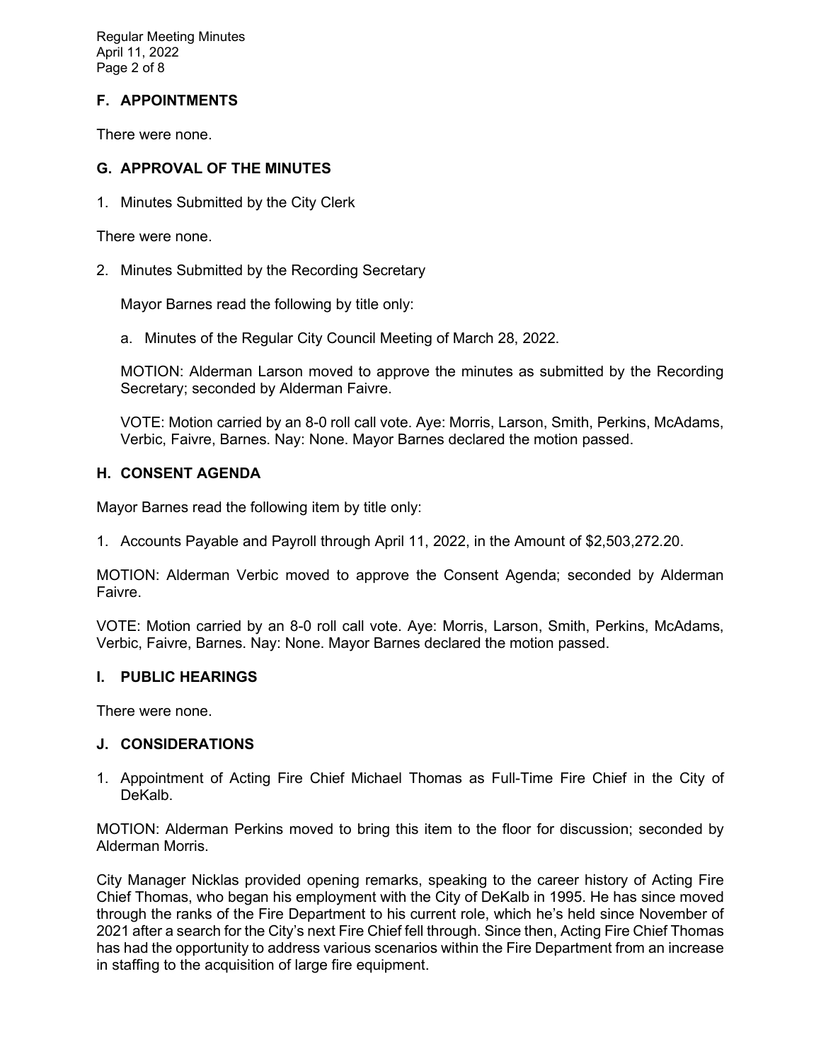## F. APPOINTMENTS

There were none.

## G. APPROVAL OF THE MINUTES

1. Minutes Submitted by the City Clerk

There were none.

2. Minutes Submitted by the Recording Secretary

   Mayor Barnes read the following by title only:

   a. Minutes of the Regular City Council Meeting of March 28, 2022.

   MOTION: Alderman Larson moved to approve the minutes as submitted by the Recording Secretary; seconded by Alderman Faivre.

   VOTE: Motion carried by an 8-0 roll call vote. Aye: Morris, Larson, Smith, Perkins, McAdams, Verbic, Faivre, Barnes. Nay: None. Mayor Barnes declared the motion passed.

## H. CONSENT AGENDA

Mayor Barnes read the following item by title only:

1. Accounts Payable and Payroll through April 11, 2022, in the Amount of $2,503,272.20.

MOTION: Alderman Verbic moved to approve the Consent Agenda; seconded by Alderman Faivre.

VOTE: Motion carried by an 8-0 roll call vote. Aye: Morris, Larson, Smith, Perkins, McAdams, Verbic, Faivre, Barnes. Nay: None. Mayor Barnes declared the motion passed.

## I. PUBLIC HEARINGS

There were none.

## J. CONSIDERATIONS

1. Appointment of Acting Fire Chief Michael Thomas as Full-Time Fire Chief in the City of DeKalb.

MOTION: Alderman Perkins moved to bring this item to the floor for discussion; seconded by Alderman Morris.

City Manager Nicklas provided opening remarks, speaking to the career history of Acting Fire Chief Thomas, who began his employment with the City of DeKalb in 1995. He has since moved through the ranks of the Fire Department to his current role, which he's held since November of 2021 after a search for the City's next Fire Chief fell through. Since then, Acting Fire Chief Thomas has had the opportunity to address various scenarios within the Fire Department from an increase in staffing to the acquisition of large fire equipment.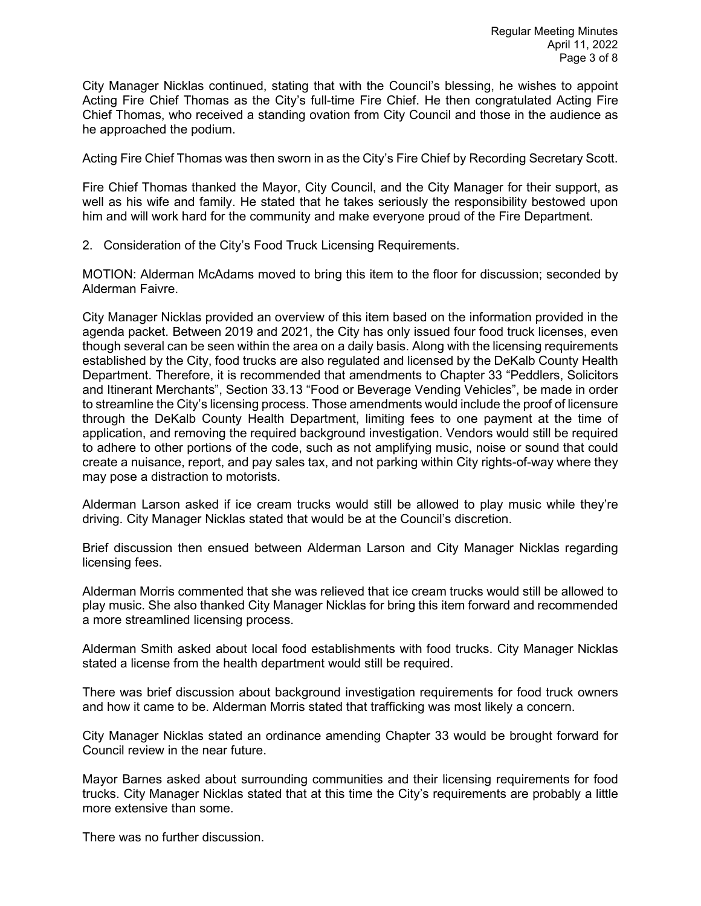City Manager Nicklas continued, stating that with the Council's blessing, he wishes to appoint Acting Fire Chief Thomas as the City's full-time Fire Chief. He then congratulated Acting Fire Chief Thomas, who received a standing ovation from City Council and those in the audience as he approached the podium.

Acting Fire Chief Thomas was then sworn in as the City's Fire Chief by Recording Secretary Scott.

Fire Chief Thomas thanked the Mayor, City Council, and the City Manager for their support, as well as his wife and family. He stated that he takes seriously the responsibility bestowed upon him and will work hard for the community and make everyone proud of the Fire Department.

2. Consideration of the City's Food Truck Licensing Requirements.

MOTION: Alderman McAdams moved to bring this item to the floor for discussion; seconded by Alderman Faivre.

City Manager Nicklas provided an overview of this item based on the information provided in the agenda packet. Between 2019 and 2021, the City has only issued four food truck licenses, even though several can be seen within the area on a daily basis. Along with the licensing requirements established by the City, food trucks are also regulated and licensed by the DeKalb County Health Department. Therefore, it is recommended that amendments to Chapter 33 "Peddlers, Solicitors and Itinerant Merchants", Section 33.13 "Food or Beverage Vending Vehicles", be made in order to streamline the City's licensing process. Those amendments would include the proof of licensure through the DeKalb County Health Department, limiting fees to one payment at the time of application, and removing the required background investigation. Vendors would still be required to adhere to other portions of the code, such as not amplifying music, noise or sound that could create a nuisance, report, and pay sales tax, and not parking within City rights-of-way where they may pose a distraction to motorists.

Alderman Larson asked if ice cream trucks would still be allowed to play music while they're driving. City Manager Nicklas stated that would be at the Council's discretion.

Brief discussion then ensued between Alderman Larson and City Manager Nicklas regarding licensing fees.

Alderman Morris commented that she was relieved that ice cream trucks would still be allowed to play music. She also thanked City Manager Nicklas for bring this item forward and recommended a more streamlined licensing process.

Alderman Smith asked about local food establishments with food trucks. City Manager Nicklas stated a license from the health department would still be required.

There was brief discussion about background investigation requirements for food truck owners and how it came to be. Alderman Morris stated that trafficking was most likely a concern.

City Manager Nicklas stated an ordinance amending Chapter 33 would be brought forward for Council review in the near future.

Mayor Barnes asked about surrounding communities and their licensing requirements for food trucks. City Manager Nicklas stated that at this time the City's requirements are probably a little more extensive than some.

There was no further discussion.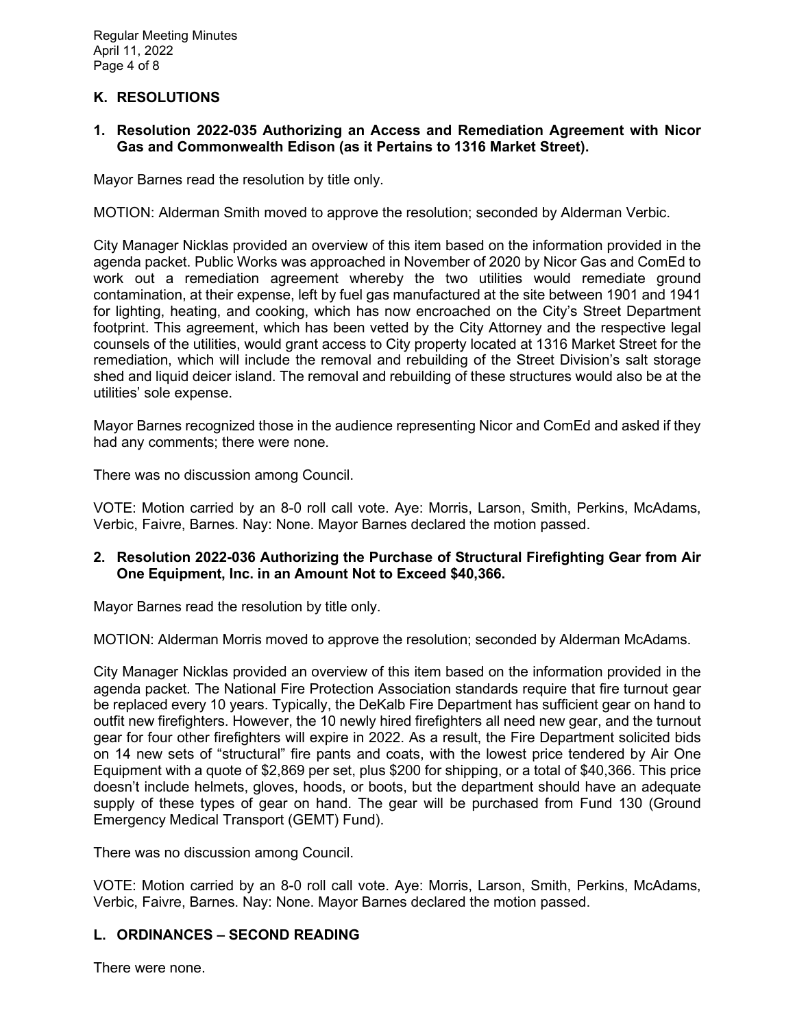## K. RESOLUTIONS

**1. Resolution 2022-035 Authorizing an Access and Remediation Agreement with Nicor Gas and Commonwealth Edison (as it Pertains to 1316 Market Street).**

Mayor Barnes read the resolution by title only.

MOTION: Alderman Smith moved to approve the resolution; seconded by Alderman Verbic.

City Manager Nicklas provided an overview of this item based on the information provided in the agenda packet. Public Works was approached in November of 2020 by Nicor Gas and ComEd to work out a remediation agreement whereby the two utilities would remediate ground contamination, at their expense, left by fuel gas manufactured at the site between 1901 and 1941 for lighting, heating, and cooking, which has now encroached on the City's Street Department footprint. This agreement, which has been vetted by the City Attorney and the respective legal counsels of the utilities, would grant access to City property located at 1316 Market Street for the remediation, which will include the removal and rebuilding of the Street Division's salt storage shed and liquid deicer island. The removal and rebuilding of these structures would also be at the utilities' sole expense.

Mayor Barnes recognized those in the audience representing Nicor and ComEd and asked if they had any comments; there were none.

There was no discussion among Council.

VOTE: Motion carried by an 8-0 roll call vote. Aye: Morris, Larson, Smith, Perkins, McAdams, Verbic, Faivre, Barnes. Nay: None. Mayor Barnes declared the motion passed.

**2. Resolution 2022-036 Authorizing the Purchase of Structural Firefighting Gear from Air One Equipment, Inc. in an Amount Not to Exceed $40,366.**

Mayor Barnes read the resolution by title only.

MOTION: Alderman Morris moved to approve the resolution; seconded by Alderman McAdams.

City Manager Nicklas provided an overview of this item based on the information provided in the agenda packet. The National Fire Protection Association standards require that fire turnout gear be replaced every 10 years. Typically, the DeKalb Fire Department has sufficient gear on hand to outfit new firefighters. However, the 10 newly hired firefighters all need new gear, and the turnout gear for four other firefighters will expire in 2022. As a result, the Fire Department solicited bids on 14 new sets of "structural" fire pants and coats, with the lowest price tendered by Air One Equipment with a quote of $2,869 per set, plus $200 for shipping, or a total of $40,366. This price doesn't include helmets, gloves, hoods, or boots, but the department should have an adequate supply of these types of gear on hand. The gear will be purchased from Fund 130 (Ground Emergency Medical Transport (GEMT) Fund).

There was no discussion among Council.

VOTE: Motion carried by an 8-0 roll call vote. Aye: Morris, Larson, Smith, Perkins, McAdams, Verbic, Faivre, Barnes. Nay: None. Mayor Barnes declared the motion passed.

## L. ORDINANCES – SECOND READING

There were none.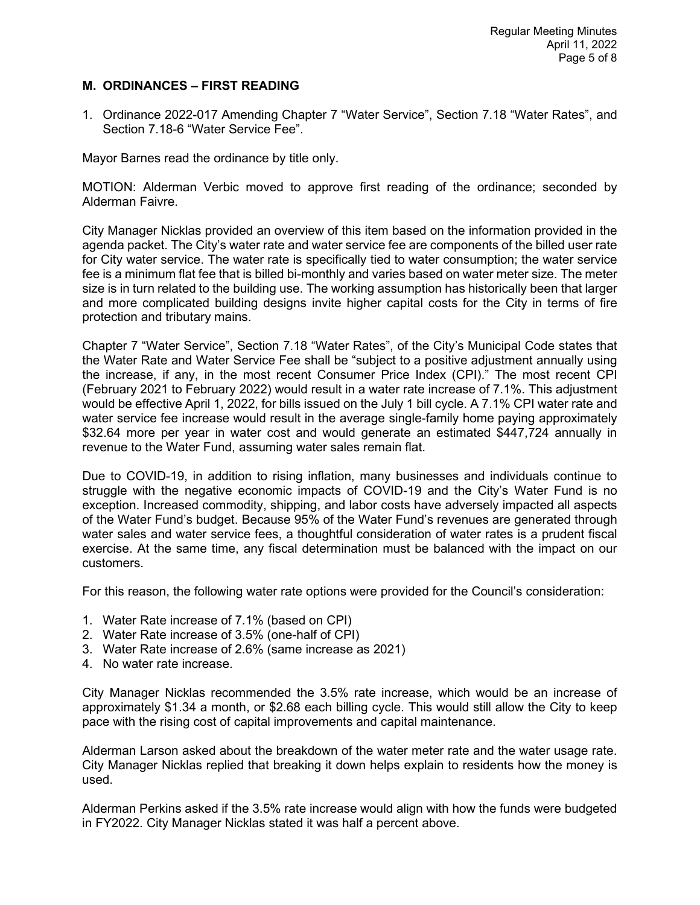## M. ORDINANCES – FIRST READING

1. Ordinance 2022-017 Amending Chapter 7 "Water Service", Section 7.18 "Water Rates", and Section 7.18-6 "Water Service Fee".

Mayor Barnes read the ordinance by title only.

MOTION: Alderman Verbic moved to approve first reading of the ordinance; seconded by Alderman Faivre.

City Manager Nicklas provided an overview of this item based on the information provided in the agenda packet. The City's water rate and water service fee are components of the billed user rate for City water service. The water rate is specifically tied to water consumption; the water service fee is a minimum flat fee that is billed bi-monthly and varies based on water meter size. The meter size is in turn related to the building use. The working assumption has historically been that larger and more complicated building designs invite higher capital costs for the City in terms of fire protection and tributary mains.

Chapter 7 "Water Service", Section 7.18 "Water Rates", of the City's Municipal Code states that the Water Rate and Water Service Fee shall be "subject to a positive adjustment annually using the increase, if any, in the most recent Consumer Price Index (CPI)." The most recent CPI (February 2021 to February 2022) would result in a water rate increase of 7.1%. This adjustment would be effective April 1, 2022, for bills issued on the July 1 bill cycle. A 7.1% CPI water rate and water service fee increase would result in the average single-family home paying approximately $32.64 more per year in water cost and would generate an estimated $447,724 annually in revenue to the Water Fund, assuming water sales remain flat.

Due to COVID-19, in addition to rising inflation, many businesses and individuals continue to struggle with the negative economic impacts of COVID-19 and the City's Water Fund is no exception. Increased commodity, shipping, and labor costs have adversely impacted all aspects of the Water Fund's budget. Because 95% of the Water Fund's revenues are generated through water sales and water service fees, a thoughtful consideration of water rates is a prudent fiscal exercise. At the same time, any fiscal determination must be balanced with the impact on our customers.

For this reason, the following water rate options were provided for the Council's consideration:

1. Water Rate increase of 7.1% (based on CPI)
2. Water Rate increase of 3.5% (one-half of CPI)
3. Water Rate increase of 2.6% (same increase as 2021)
4. No water rate increase.

City Manager Nicklas recommended the 3.5% rate increase, which would be an increase of approximately $1.34 a month, or $2.68 each billing cycle. This would still allow the City to keep pace with the rising cost of capital improvements and capital maintenance.

Alderman Larson asked about the breakdown of the water meter rate and the water usage rate. City Manager Nicklas replied that breaking it down helps explain to residents how the money is used.

Alderman Perkins asked if the 3.5% rate increase would align with how the funds were budgeted in FY2022. City Manager Nicklas stated it was half a percent above.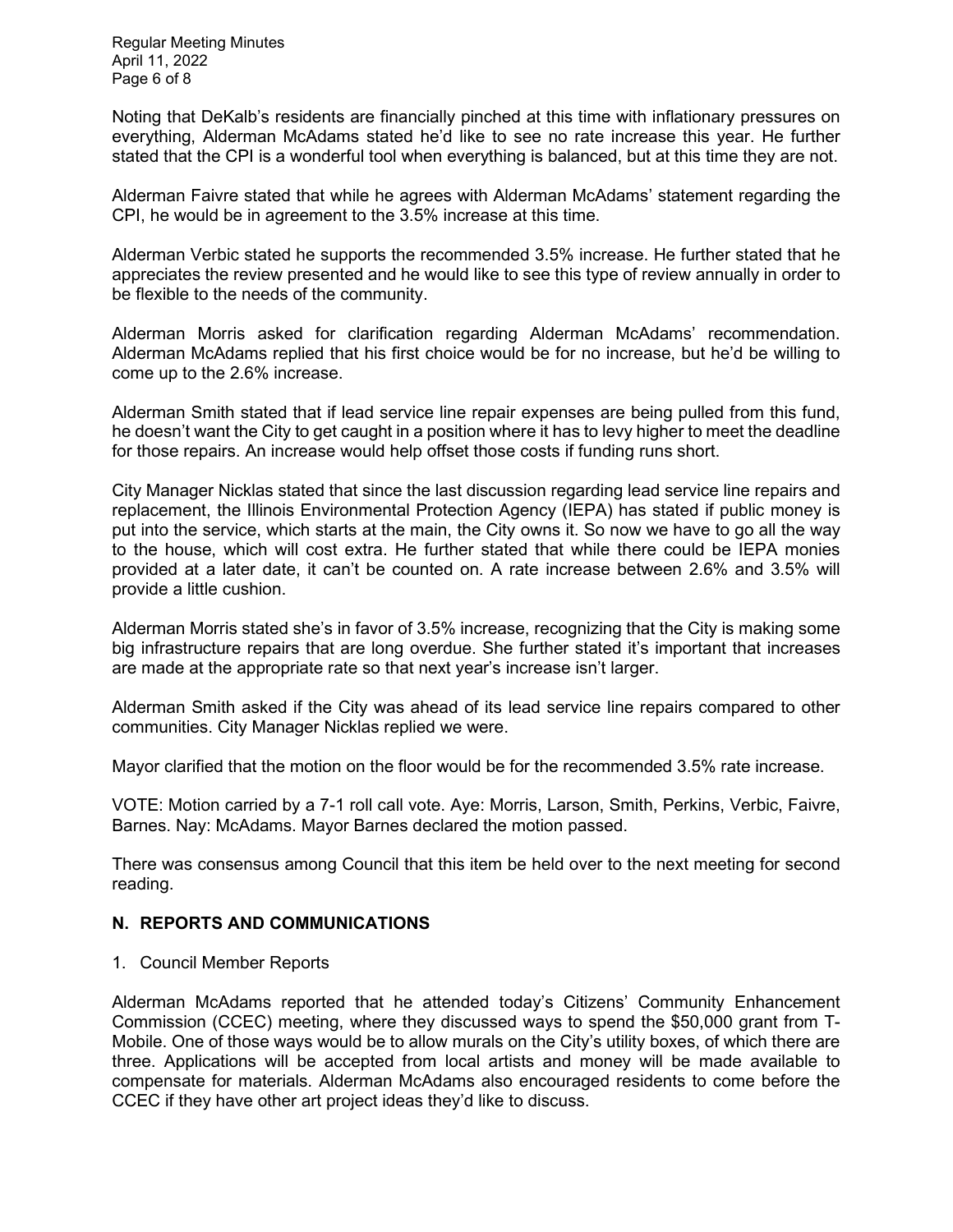Noting that DeKalb's residents are financially pinched at this time with inflationary pressures on everything, Alderman McAdams stated he'd like to see no rate increase this year. He further stated that the CPI is a wonderful tool when everything is balanced, but at this time they are not.

Alderman Faivre stated that while he agrees with Alderman McAdams' statement regarding the CPI, he would be in agreement to the 3.5% increase at this time.

Alderman Verbic stated he supports the recommended 3.5% increase. He further stated that he appreciates the review presented and he would like to see this type of review annually in order to be flexible to the needs of the community.

Alderman Morris asked for clarification regarding Alderman McAdams' recommendation. Alderman McAdams replied that his first choice would be for no increase, but he'd be willing to come up to the 2.6% increase.

Alderman Smith stated that if lead service line repair expenses are being pulled from this fund, he doesn't want the City to get caught in a position where it has to levy higher to meet the deadline for those repairs. An increase would help offset those costs if funding runs short.

City Manager Nicklas stated that since the last discussion regarding lead service line repairs and replacement, the Illinois Environmental Protection Agency (IEPA) has stated if public money is put into the service, which starts at the main, the City owns it. So now we have to go all the way to the house, which will cost extra. He further stated that while there could be IEPA monies provided at a later date, it can't be counted on. A rate increase between 2.6% and 3.5% will provide a little cushion.

Alderman Morris stated she's in favor of 3.5% increase, recognizing that the City is making some big infrastructure repairs that are long overdue. She further stated it's important that increases are made at the appropriate rate so that next year's increase isn't larger.

Alderman Smith asked if the City was ahead of its lead service line repairs compared to other communities. City Manager Nicklas replied we were.

Mayor clarified that the motion on the floor would be for the recommended 3.5% rate increase.

VOTE: Motion carried by a 7-1 roll call vote. Aye: Morris, Larson, Smith, Perkins, Verbic, Faivre, Barnes. Nay: McAdams. Mayor Barnes declared the motion passed.

There was consensus among Council that this item be held over to the next meeting for second reading.

## N. REPORTS AND COMMUNICATIONS

1. Council Member Reports

Alderman McAdams reported that he attended today's Citizens' Community Enhancement Commission (CCEC) meeting, where they discussed ways to spend the $50,000 grant from T-Mobile. One of those ways would be to allow murals on the City's utility boxes, of which there are three. Applications will be accepted from local artists and money will be made available to compensate for materials. Alderman McAdams also encouraged residents to come before the CCEC if they have other art project ideas they'd like to discuss.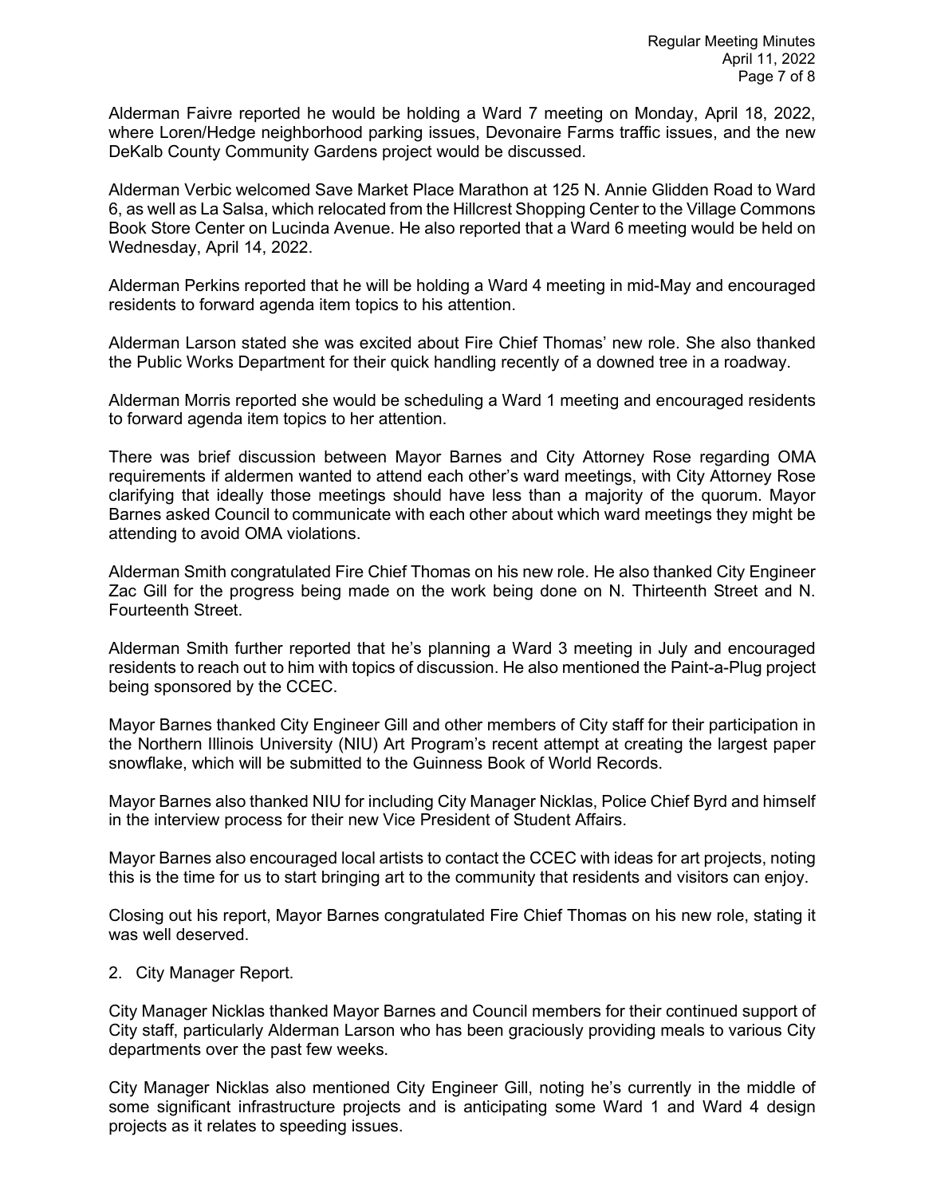Alderman Faivre reported he would be holding a Ward 7 meeting on Monday, April 18, 2022, where Loren/Hedge neighborhood parking issues, Devonaire Farms traffic issues, and the new DeKalb County Community Gardens project would be discussed.

Alderman Verbic welcomed Save Market Place Marathon at 125 N. Annie Glidden Road to Ward 6, as well as La Salsa, which relocated from the Hillcrest Shopping Center to the Village Commons Book Store Center on Lucinda Avenue. He also reported that a Ward 6 meeting would be held on Wednesday, April 14, 2022.

Alderman Perkins reported that he will be holding a Ward 4 meeting in mid-May and encouraged residents to forward agenda item topics to his attention.

Alderman Larson stated she was excited about Fire Chief Thomas' new role. She also thanked the Public Works Department for their quick handling recently of a downed tree in a roadway.

Alderman Morris reported she would be scheduling a Ward 1 meeting and encouraged residents to forward agenda item topics to her attention.

There was brief discussion between Mayor Barnes and City Attorney Rose regarding OMA requirements if aldermen wanted to attend each other's ward meetings, with City Attorney Rose clarifying that ideally those meetings should have less than a majority of the quorum. Mayor Barnes asked Council to communicate with each other about which ward meetings they might be attending to avoid OMA violations.

Alderman Smith congratulated Fire Chief Thomas on his new role. He also thanked City Engineer Zac Gill for the progress being made on the work being done on N. Thirteenth Street and N. Fourteenth Street.

Alderman Smith further reported that he's planning a Ward 3 meeting in July and encouraged residents to reach out to him with topics of discussion. He also mentioned the Paint-a-Plug project being sponsored by the CCEC.

Mayor Barnes thanked City Engineer Gill and other members of City staff for their participation in the Northern Illinois University (NIU) Art Program's recent attempt at creating the largest paper snowflake, which will be submitted to the Guinness Book of World Records.

Mayor Barnes also thanked NIU for including City Manager Nicklas, Police Chief Byrd and himself in the interview process for their new Vice President of Student Affairs.

Mayor Barnes also encouraged local artists to contact the CCEC with ideas for art projects, noting this is the time for us to start bringing art to the community that residents and visitors can enjoy.

Closing out his report, Mayor Barnes congratulated Fire Chief Thomas on his new role, stating it was well deserved.

2. City Manager Report.

City Manager Nicklas thanked Mayor Barnes and Council members for their continued support of City staff, particularly Alderman Larson who has been graciously providing meals to various City departments over the past few weeks.

City Manager Nicklas also mentioned City Engineer Gill, noting he's currently in the middle of some significant infrastructure projects and is anticipating some Ward 1 and Ward 4 design projects as it relates to speeding issues.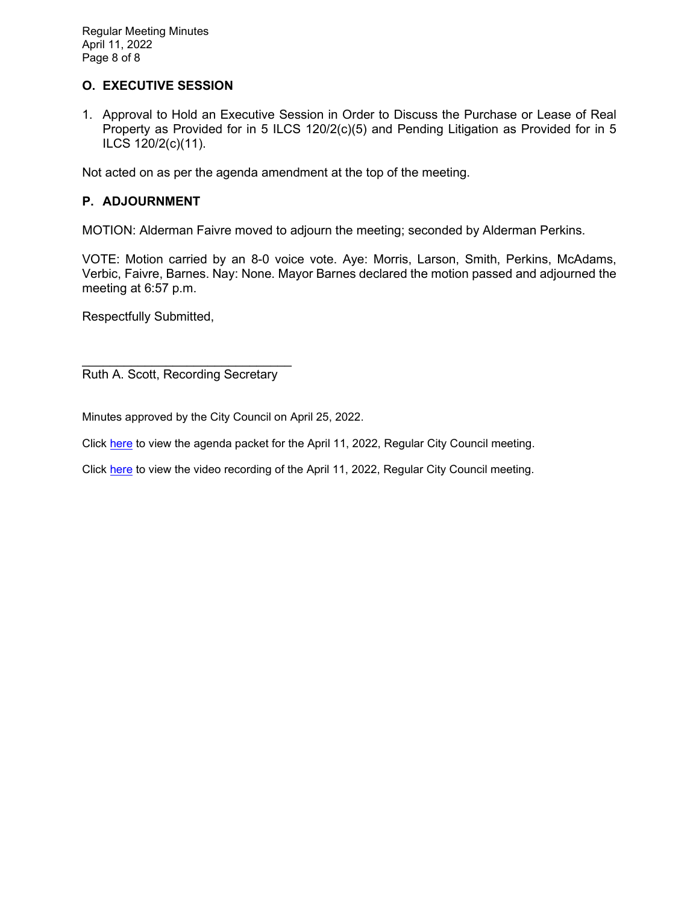## O. EXECUTIVE SESSION

1. Approval to Hold an Executive Session in Order to Discuss the Purchase or Lease of Real Property as Provided for in 5 ILCS 120/2(c)(5) and Pending Litigation as Provided for in 5 ILCS 120/2(c)(11).

Not acted on as per the agenda amendment at the top of the meeting.

## P. ADJOURNMENT

MOTION: Alderman Faivre moved to adjourn the meeting; seconded by Alderman Perkins.

VOTE: Motion carried by an 8-0 voice vote. Aye: Morris, Larson, Smith, Perkins, McAdams, Verbic, Faivre, Barnes. Nay: None. Mayor Barnes declared the motion passed and adjourned the meeting at 6:57 p.m.

Respectfully Submitted,

______________________________
Ruth A. Scott, Recording Secretary

Minutes approved by the City Council on April 25, 2022.

Click here to view the agenda packet for the April 11, 2022, Regular City Council meeting.

Click here to view the video recording of the April 11, 2022, Regular City Council meeting.